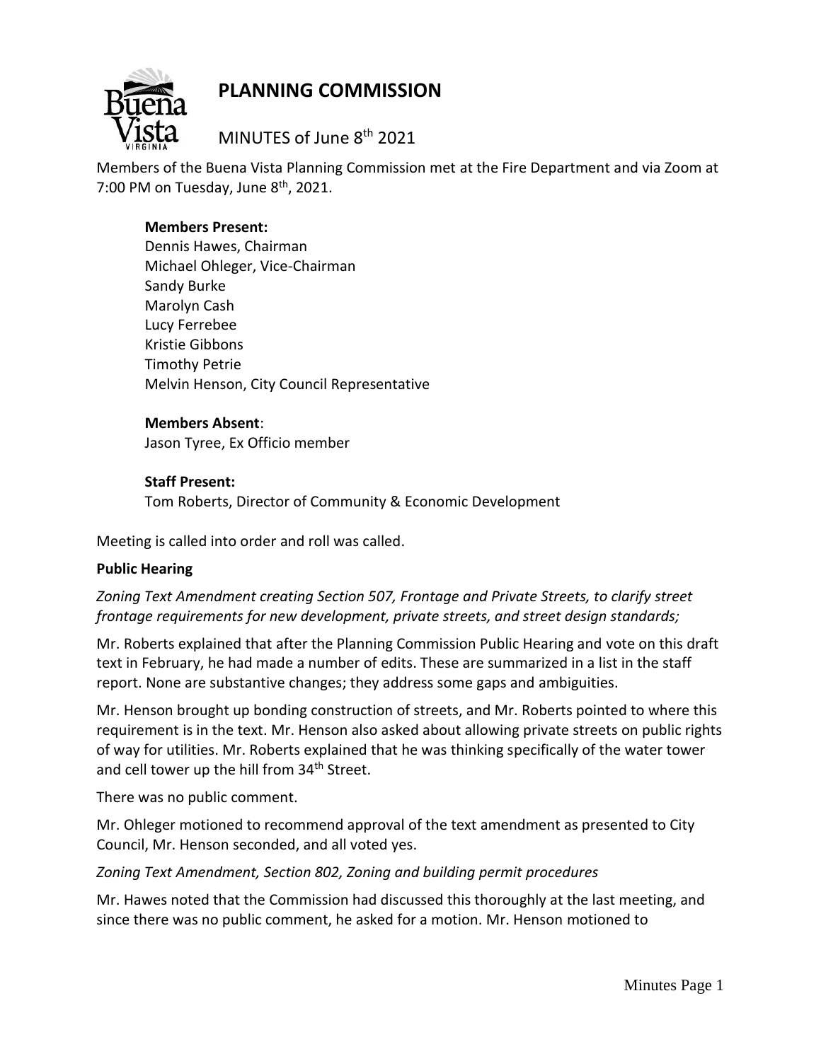# PLANNING COMMISSION

MINUTES of June 8th 2021

Members of the Buena Vista Planning Commission met at the Fire Department and via Zoom at 7:00 PM on Tuesday, June 8th, 2021.

**Members Present:**
Dennis Hawes, Chairman
Michael Ohleger, Vice-Chairman
Sandy Burke
Marolyn Cash
Lucy Ferrebee
Kristie Gibbons
Timothy Petrie
Melvin Henson, City Council Representative

**Members Absent**:
Jason Tyree, Ex Officio member

**Staff Present:**
Tom Roberts, Director of Community & Economic Development

Meeting is called into order and roll was called.

**Public Hearing**

*Zoning Text Amendment creating Section 507, Frontage and Private Streets, to clarify street frontage requirements for new development, private streets, and street design standards;*

Mr. Roberts explained that after the Planning Commission Public Hearing and vote on this draft text in February, he had made a number of edits. These are summarized in a list in the staff report. None are substantive changes; they address some gaps and ambiguities.

Mr. Henson brought up bonding construction of streets, and Mr. Roberts pointed to where this requirement is in the text. Mr. Henson also asked about allowing private streets on public rights of way for utilities. Mr. Roberts explained that he was thinking specifically of the water tower and cell tower up the hill from 34th Street.

There was no public comment.

Mr. Ohleger motioned to recommend approval of the text amendment as presented to City Council, Mr. Henson seconded, and all voted yes.

*Zoning Text Amendment, Section 802, Zoning and building permit procedures*

Mr. Hawes noted that the Commission had discussed this thoroughly at the last meeting, and since there was no public comment, he asked for a motion. Mr. Henson motioned to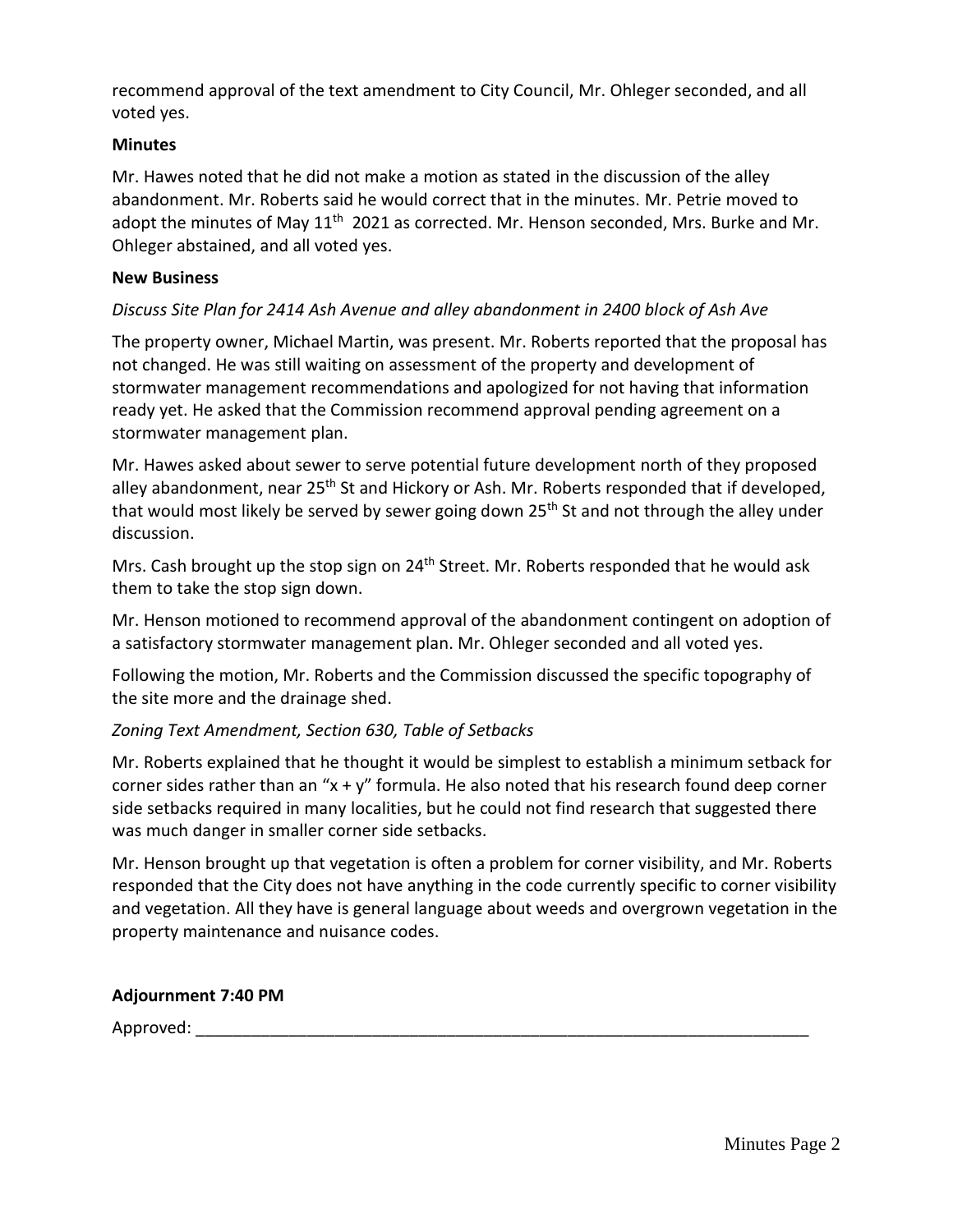recommend approval of the text amendment to City Council, Mr. Ohleger seconded, and all voted yes.

**Minutes**

Mr. Hawes noted that he did not make a motion as stated in the discussion of the alley abandonment. Mr. Roberts said he would correct that in the minutes. Mr. Petrie moved to adopt the minutes of May 11th 2021 as corrected. Mr. Henson seconded, Mrs. Burke and Mr. Ohleger abstained, and all voted yes.

**New Business**

*Discuss Site Plan for 2414 Ash Avenue and alley abandonment in 2400 block of Ash Ave*

The property owner, Michael Martin, was present. Mr. Roberts reported that the proposal has not changed. He was still waiting on assessment of the property and development of stormwater management recommendations and apologized for not having that information ready yet. He asked that the Commission recommend approval pending agreement on a stormwater management plan.

Mr. Hawes asked about sewer to serve potential future development north of they proposed alley abandonment, near 25th St and Hickory or Ash. Mr. Roberts responded that if developed, that would most likely be served by sewer going down 25th St and not through the alley under discussion.

Mrs. Cash brought up the stop sign on 24th Street. Mr. Roberts responded that he would ask them to take the stop sign down.

Mr. Henson motioned to recommend approval of the abandonment contingent on adoption of a satisfactory stormwater management plan. Mr. Ohleger seconded and all voted yes.

Following the motion, Mr. Roberts and the Commission discussed the specific topography of the site more and the drainage shed.

*Zoning Text Amendment, Section 630, Table of Setbacks*

Mr. Roberts explained that he thought it would be simplest to establish a minimum setback for corner sides rather than an "x + y" formula. He also noted that his research found deep corner side setbacks required in many localities, but he could not find research that suggested there was much danger in smaller corner side setbacks.

Mr. Henson brought up that vegetation is often a problem for corner visibility, and Mr. Roberts responded that the City does not have anything in the code currently specific to corner visibility and vegetation. All they have is general language about weeds and overgrown vegetation in the property maintenance and nuisance codes.

**Adjournment 7:40 PM**

Approved: ___________________________________________________________________